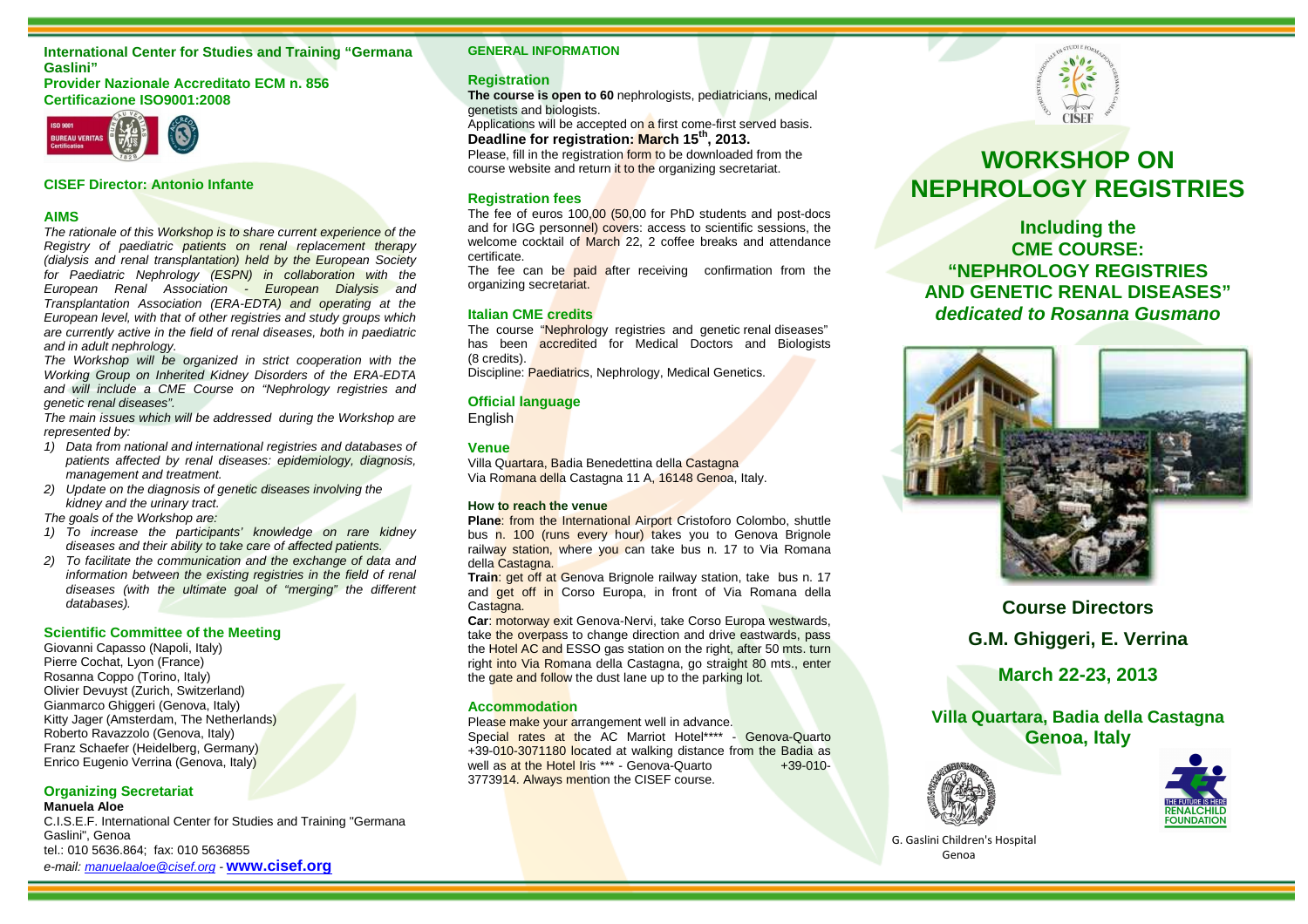**International Center for Studies and Training "Germana Gaslini"**
**Provider Nazionale Accreditato ECM n. 856**
**Certificazione ISO9001:2008**

**CISEF Director: Antonio Infante**

## AIMS

*The rationale of this Workshop is to share current experience of the Registry of paediatric patients on renal replacement therapy (dialysis and renal transplantation) held by the European Society for Paediatric Nephrology (ESPN) in collaboration with the European Renal Association - European Dialysis and Transplantation Association (ERA-EDTA) and operating at the European level, with that of other registries and study groups which are currently active in the field of renal diseases, both in paediatric and in adult nephrology.*

*The Workshop will be organized in strict cooperation with the Working Group on Inherited Kidney Disorders of the ERA-EDTA and will include a CME Course on "Nephrology registries and genetic renal diseases".*

*The main issues which will be addressed during the Workshop are represented by:*

1) *Data from national and international registries and databases of patients affected by renal diseases: epidemiology, diagnosis, management and treatment.*
2) *Update on the diagnosis of genetic diseases involving the kidney and the urinary tract.*

*The goals of the Workshop are:*

1) *To increase the participants' knowledge on rare kidney diseases and their ability to take care of affected patients.*
2) *To facilitate the communication and the exchange of data and information between the existing registries in the field of renal diseases (with the ultimate goal of "merging" the different databases).*

## Scientific Committee of the Meeting

Giovanni Capasso (Napoli, Italy)
Pierre Cochat, Lyon (France)
Rosanna Coppo (Torino, Italy)
Olivier Devuyst (Zurich, Switzerland)
Gianmarco Ghiggeri (Genova, Italy)
Kitty Jager (Amsterdam, The Netherlands)
Roberto Ravazzolo (Genova, Italy)
Franz Schaefer (Heidelberg, Germany)
Enrico Eugenio Verrina (Genova, Italy)

## Organizing Secretariat

**Manuela Aloe**
C.I.S.E.F. International Center for Studies and Training "Germana Gaslini", Genoa
tel.: 010 5636.864; fax: 010 5636855
*e-mail: manuelaaloe@cisef.org* - **www.cisef.org**

## GENERAL INFORMATION

### Registration

**The course is open to 60** nephrologists, pediatricians, medical genetists and biologists.
Applications will be accepted on a first come-first served basis.
**Deadline for registration: March 15th, 2013.**
Please, fill in the registration form to be downloaded from the course website and return it to the organizing secretariat.

### Registration fees

The fee of euros 100,00 (50,00 for PhD students and post-docs and for IGG personnel) covers: access to scientific sessions, the welcome cocktail of March 22, 2 coffee breaks and attendance certificate.
The fee can be paid after receiving confirmation from the organizing secretariat.

### Italian CME credits

The course "Nephrology registries and genetic renal diseases" has been accredited for Medical Doctors and Biologists (8 credits).
Discipline: Paediatrics, Nephrology, Medical Genetics.

### Official language

English

### Venue

Villa Quartara, Badia Benedettina della Castagna
Via Romana della Castagna 11 A, 16148 Genoa, Italy.

#### How to reach the venue

**Plane**: from the International Airport Cristoforo Colombo, shuttle bus n. 100 (runs every hour) takes you to Genova Brignole railway station, where you can take bus n. 17 to Via Romana della Castagna.

**Train**: get off at Genova Brignole railway station, take bus n. 17 and get off in Corso Europa, in front of Via Romana della Castagna.

**Car**: motorway exit Genova-Nervi, take Corso Europa westwards, take the overpass to change direction and drive eastwards, pass the Hotel AC and ESSO gas station on the right, after 50 mts. turn right into Via Romana della Castagna, go straight 80 mts., enter the gate and follow the dust lane up to the parking lot.

### Accommodation

Please make your arrangement well in advance.
Special rates at the AC Marriot Hotel**** - Genova-Quarto +39-010-3071180 located at walking distance from the Badia as well as at the Hotel Iris *** - Genova-Quarto +39-010-3773914. Always mention the CISEF course.

# WORKSHOP ON NEPHROLOGY REGISTRIES

## Including the CME COURSE: "NEPHROLOGY REGISTRIES AND GENETIC RENAL DISEASES"

***dedicated to Rosanna Gusmano***

**Course Directors**

**G.M. Ghiggeri, E. Verrina**

**March 22-23, 2013**

**Villa Quartara, Badia della Castagna**
**Genoa, Italy**

G. Gaslini Children's Hospital
Genoa

THE FUTURE IS HERE
RENALCHILD FOUNDATION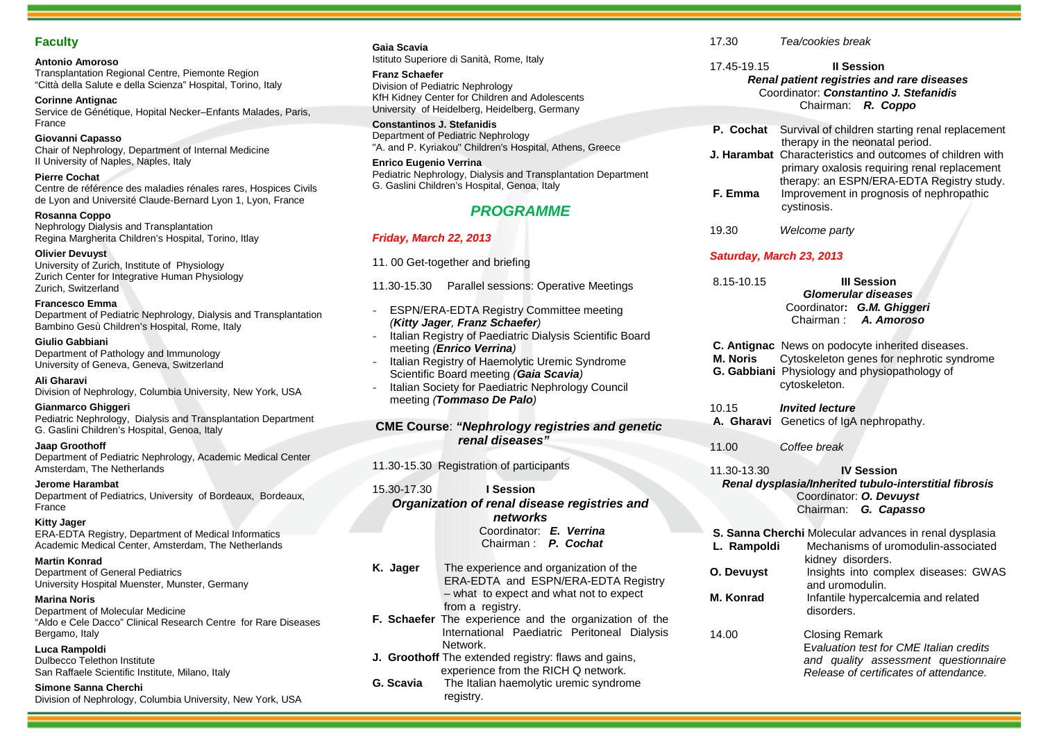## Faculty

**Antonio Amoroso**
Transplantation Regional Centre, Piemonte Region
"Città della Salute e della Scienza" Hospital, Torino, Italy

**Corinne Antignac**
Service de Génétique, Hopital Necker–Enfants Malades, Paris, France

**Giovanni Capasso**
Chair of Nephrology, Department of Internal Medicine
II University of Naples, Naples, Italy

**Pierre Cochat**
Centre de référence des maladies rénales rares, Hospices Civils de Lyon and Université Claude-Bernard Lyon 1, Lyon, France

**Rosanna Coppo**
Nephrology Dialysis and Transplantation
Regina Margherita Children's Hospital, Torino, Itlay

**Olivier Devuyst**
University of Zurich, Institute of Physiology
Zurich Center for Integrative Human Physiology
Zurich, Switzerland

**Francesco Emma**
Department of Pediatric Nephrology, Dialysis and Transplantation
Bambino Gesù Children's Hospital, Rome, Italy

**Giulio Gabbiani**
Department of Pathology and Immunology
University of Geneva, Geneva, Switzerland

**Ali Gharavi**
Division of Nephrology, Columbia University, New York, USA

**Gianmarco Ghiggeri**
Pediatric Nephrology, Dialysis and Transplantation Department
G. Gaslini Children's Hospital, Genoa, Italy

**Jaap Groothoff**
Department of Pediatric Nephrology, Academic Medical Center
Amsterdam, The Netherlands

**Jerome Harambat**
Department of Pediatrics, University of Bordeaux, Bordeaux, France

**Kitty Jager**
ERA-EDTA Registry, Department of Medical Informatics
Academic Medical Center, Amsterdam, The Netherlands

**Martin Konrad**
Department of General Pediatrics
University Hospital Muenster, Munster, Germany

**Marina Noris**
Department of Molecular Medicine
"Aldo e Cele Dacco" Clinical Research Centre for Rare Diseases
Bergamo, Italy

**Luca Rampoldi**
Dulbecco Telethon Institute
San Raffaele Scientific Institute, Milano, Italy

**Simone Sanna Cherchi**
Division of Nephrology, Columbia University, New York, USA

**Gaia Scavia**
Istituto Superiore di Sanità, Rome, Italy

**Franz Schaefer**
Division of Pediatric Nephrology
KfH Kidney Center for Children and Adolescents
University of Heidelberg, Heidelberg, Germany

**Constantinos J. Stefanidis**
Department of Pediatric Nephrology
"A. and P. Kyriakou" Children's Hospital, Athens, Greece

**Enrico Eugenio Verrina**
Pediatric Nephrology, Dialysis and Transplantation Department
G. Gaslini Children's Hospital, Genoa, Italy

## *PROGRAMME*

### *Friday, March 22, 2013*

11. 00 Get-together and briefing

11.30-15.30 Parallel sessions: Operative Meetings

- ESPN/ERA-EDTA Registry Committee meeting *(**Kitty Jager**, **Franz Schaefer**)*
- Italian Registry of Paediatric Dialysis Scientific Board meeting *(**Enrico Verrina**)*
- Italian Registry of Haemolytic Uremic Syndrome Scientific Board meeting *(**Gaia Scavia**)*
- Italian Society for Paediatric Nephrology Council meeting *(**Tommaso De Palo**)*

**CME Course**: ***"Nephrology registries and genetic renal diseases"***

11.30-15.30 Registration of participants

15.30-17.30 **I Session**
***Organization of renal disease registries and networks***
Coordinator: ***E. Verrina***
Chairman : ***P. Cochat***

**K. Jager** The experience and organization of the ERA-EDTA and ESPN/ERA-EDTA Registry – what to expect and what not to expect from a registry.
**F. Schaefer** The experience and the organization of the International Paediatric Peritoneal Dialysis Network.
**J. Groothoff** The extended registry: flaws and gains, experience from the RICH Q network.
**G. Scavia** The Italian haemolytic uremic syndrome registry.

17.30 *Tea/cookies break*

17.45-19.15 **II Session**
***Renal patient registries and rare diseases***
Coordinator: ***Constantino J. Stefanidis***
Chairman: ***R. Coppo***

**P. Cochat** Survival of children starting renal replacement therapy in the neonatal period.
**J. Harambat** Characteristics and outcomes of children with primary oxalosis requiring renal replacement therapy: an ESPN/ERA-EDTA Registry study.
**F. Emma** Improvement in prognosis of nephropathic cystinosis.

19.30 *Welcome party*

### *Saturday, March 23, 2013*

8.15-10.15 **III Session**
***Glomerular diseases***
Coordinator**:** ***G.M. Ghiggeri***
Chairman : ***A. Amoroso***

**C. Antignac** News on podocyte inherited diseases.
**M. Noris** Cytoskeleton genes for nephrotic syndrome
**G. Gabbiani** Physiology and physiopathology of cytoskeleton.

10.15 ***Invited lecture***
**A. Gharavi** Genetics of IgA nephropathy.

11.00 *Coffee break*

11.30-13.30 **IV Session**
***Renal dysplasia/Inherited tubulo-interstitial fibrosis***
Coordinator: ***O. Devuyst***
Chairman: ***G. Capasso***

**S. Sanna Cherchi** Molecular advances in renal dysplasia
**L. Rampoldi** Mechanisms of uromodulin-associated kidney disorders.
**O. Devuyst** Insights into complex diseases: GWAS and uromodulin.
**M. Konrad** Infantile hypercalcemia and related disorders.

14.00 Closing Remark
*Evaluation test for CME Italian credits and quality assessment questionnaire*
*Release of certificates of attendance.*